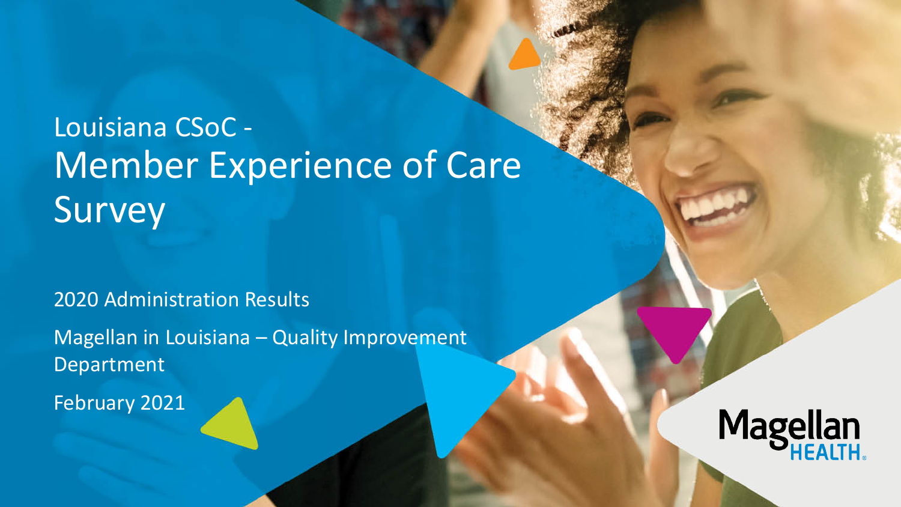# Louisiana CSoC - Member Experience of Care Survey

2020 Administration Results

Magellan in Louisiana – Quality Improvement Department

February 2021

Magellan HEALTH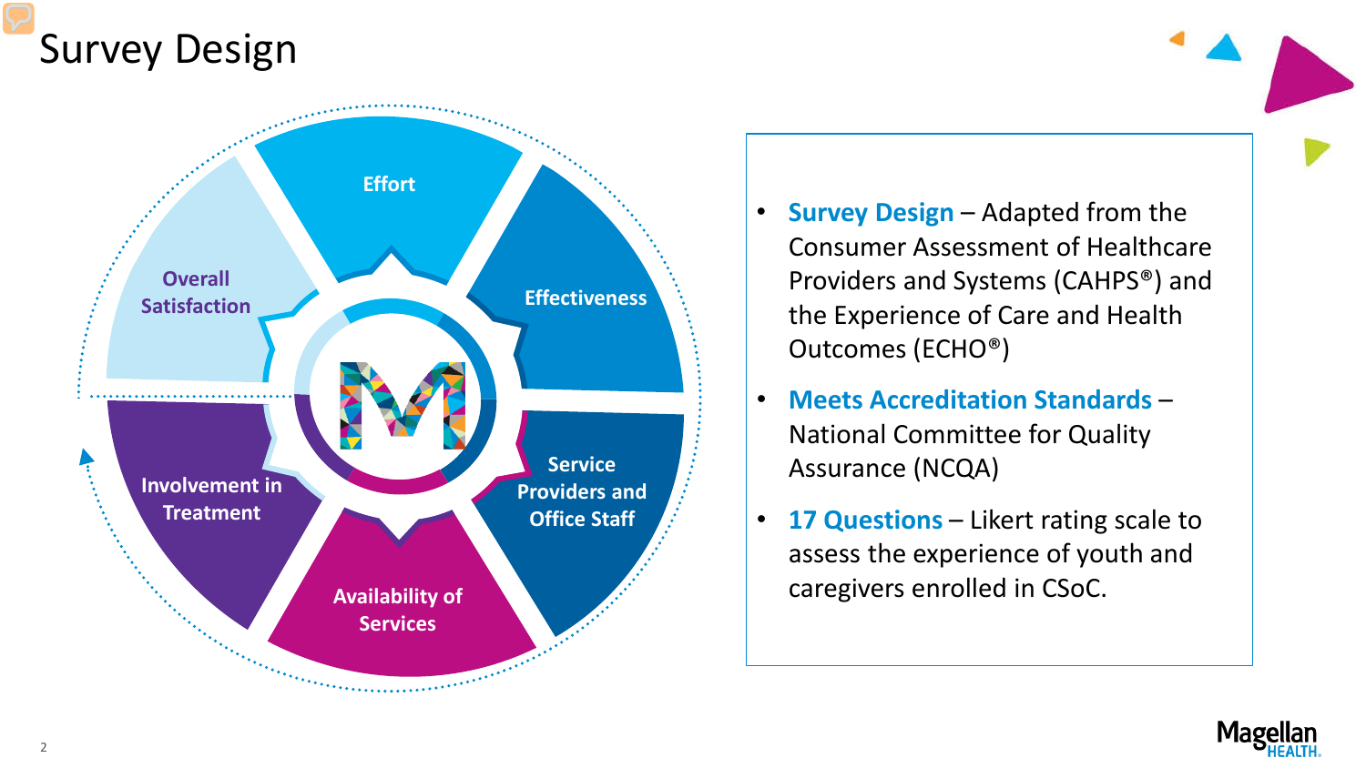# Survey Design

- Effort
- Effectiveness
- Service Providers and Office Staff
- Availability of Services
- Involvement in Treatment
- Overall Satisfaction

- **Survey Design** – Adapted from the Consumer Assessment of Healthcare Providers and Systems (CAHPS®) and the Experience of Care and Health Outcomes (ECHO®)
- **Meets Accreditation Standards** – National Committee for Quality Assurance (NCQA)
- **17 Questions** – Likert rating scale to assess the experience of youth and caregivers enrolled in CSoC.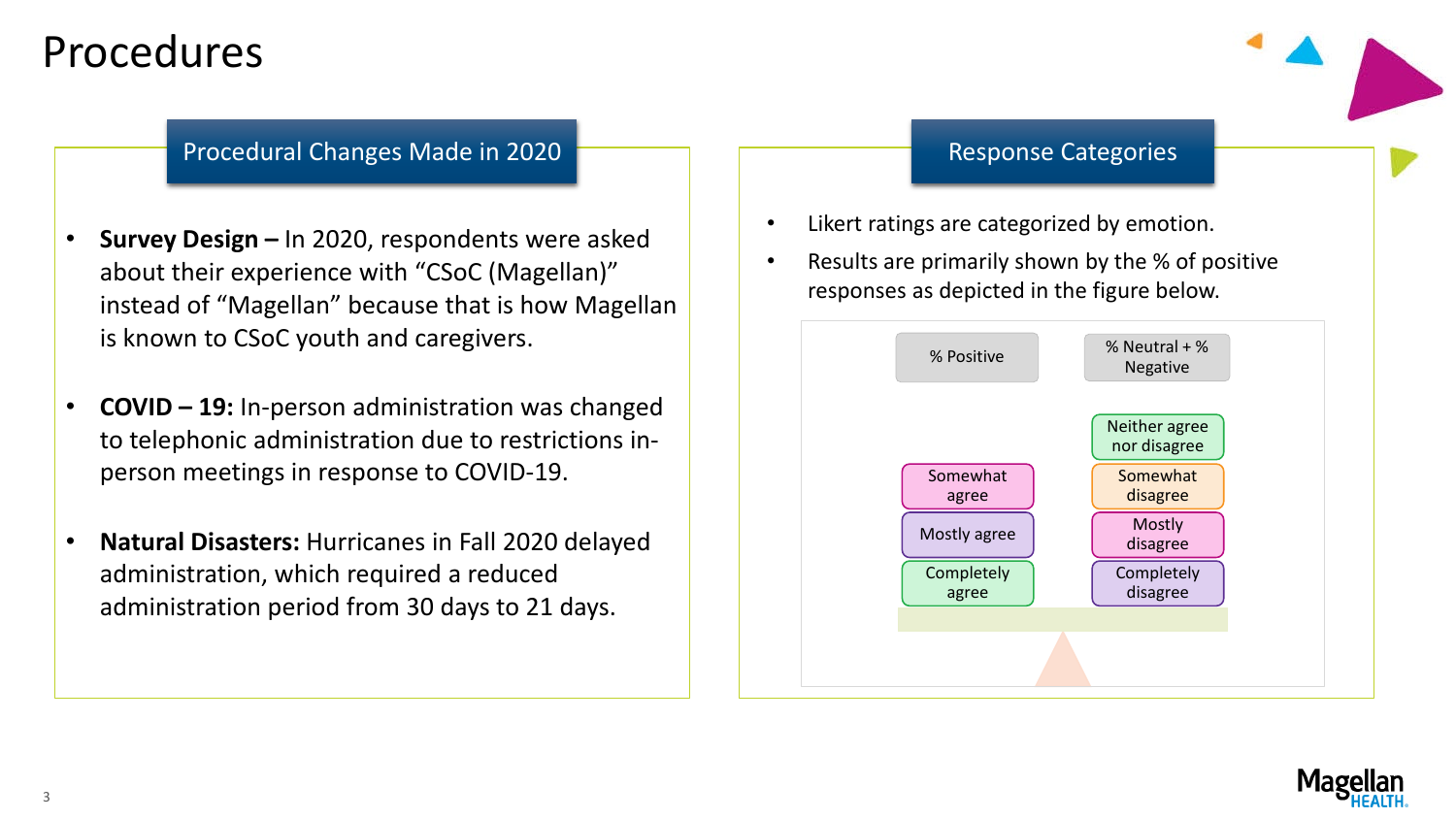# Procedures

## Procedural Changes Made in 2020

- **Survey Design –** In 2020, respondents were asked about their experience with "CSoC (Magellan)" instead of "Magellan" because that is how Magellan is known to CSoC youth and caregivers.
- **COVID – 19:** In-person administration was changed to telephonic administration due to restrictions in-person meetings in response to COVID-19.
- **Natural Disasters:** Hurricanes in Fall 2020 delayed administration, which required a reduced administration period from 30 days to 21 days.

## Response Categories

- Likert ratings are categorized by emotion.
- Results are primarily shown by the % of positive responses as depicted in the figure below.

| % Positive | % Neutral + % Negative |
| --- | --- |
| | Neither agree nor disagree |
| Somewhat agree | Somewhat disagree |
| Mostly agree | Mostly disagree |
| Completely agree | Completely disagree |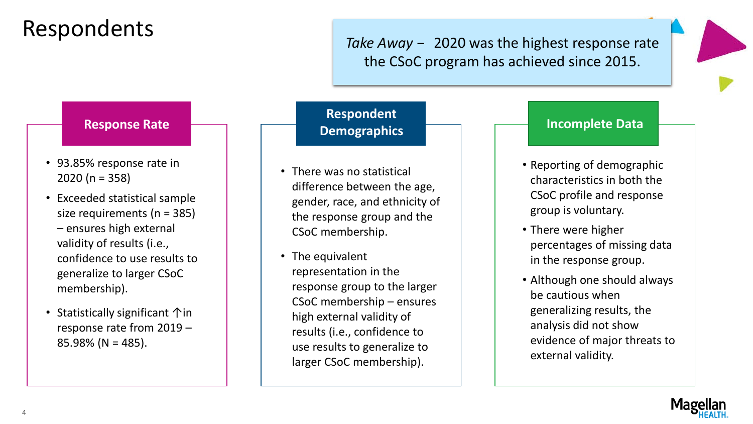# Respondents

*Take Away* – 2020 was the highest response rate the CSoC program has achieved since 2015.

## Response Rate

- 93.85% response rate in 2020 (n = 358)
- Exceeded statistical sample size requirements (n = 385) – ensures high external validity of results (i.e., confidence to use results to generalize to larger CSoC membership).
- Statistically significant ↑in response rate from 2019 – 85.98% (N = 485).

## Respondent Demographics

- There was no statistical difference between the age, gender, race, and ethnicity of the response group and the CSoC membership.
- The equivalent representation in the response group to the larger CSoC membership – ensures high external validity of results (i.e., confidence to use results to generalize to larger CSoC membership).

## Incomplete Data

- Reporting of demographic characteristics in both the CSoC profile and response group is voluntary.
- There were higher percentages of missing data in the response group.
- Although one should always be cautious when generalizing results, the analysis did not show evidence of major threats to external validity.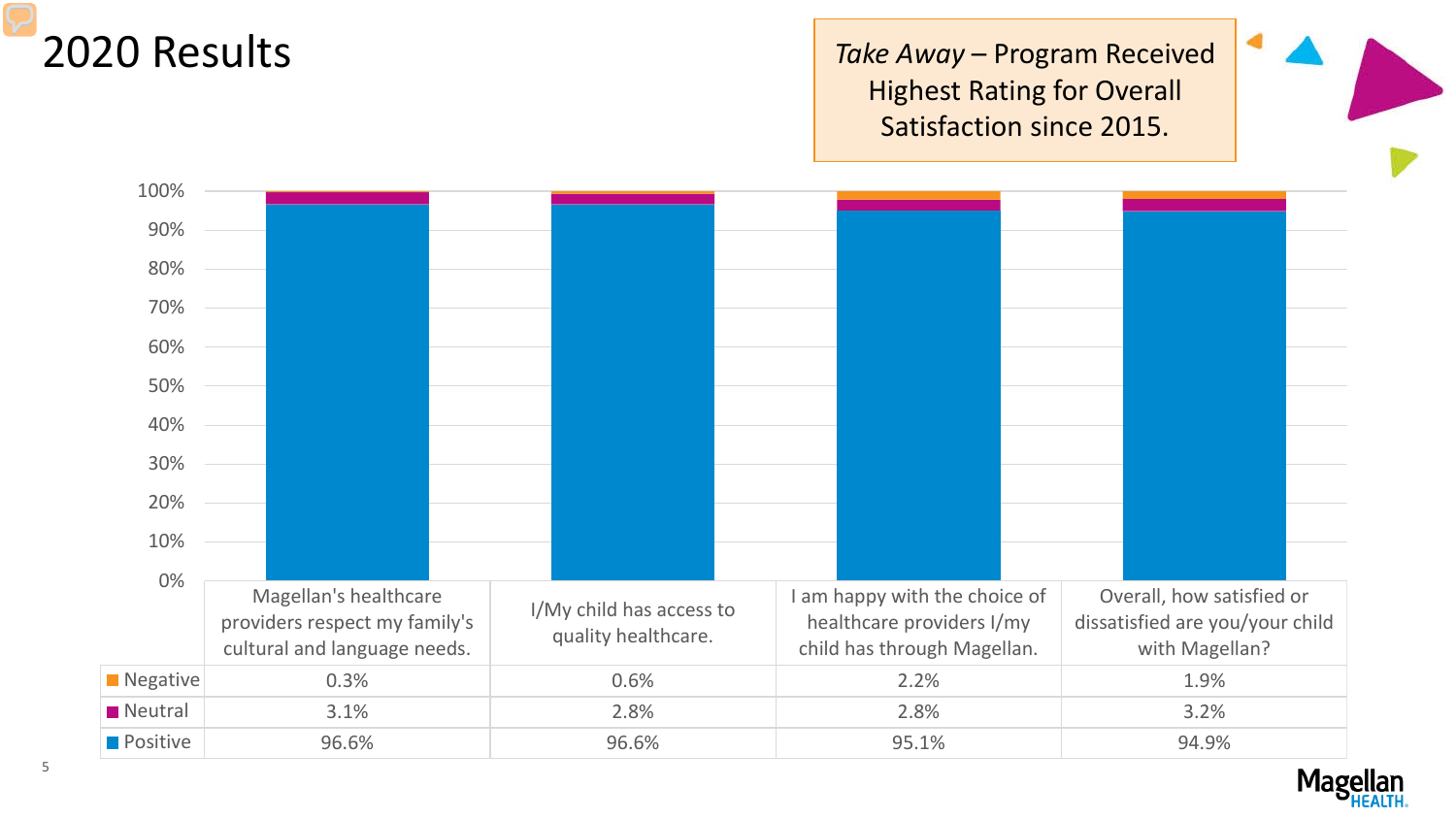# 2020 Results

*Take Away* – Program Received Highest Rating for Overall Satisfaction since 2015.

| | Magellan's healthcare providers respect my family's cultural and language needs. | I/My child has access to quality healthcare. | I am happy with the choice of healthcare providers I/my child has through Magellan. | Overall, how satisfied or dissatisfied are you/your child with Magellan? |
|---|---|---|---|---|
| Negative | 0.3% | 0.6% | 2.2% | 1.9% |
| Neutral | 3.1% | 2.8% | 2.8% | 3.2% |
| Positive | 96.6% | 96.6% | 95.1% | 94.9% |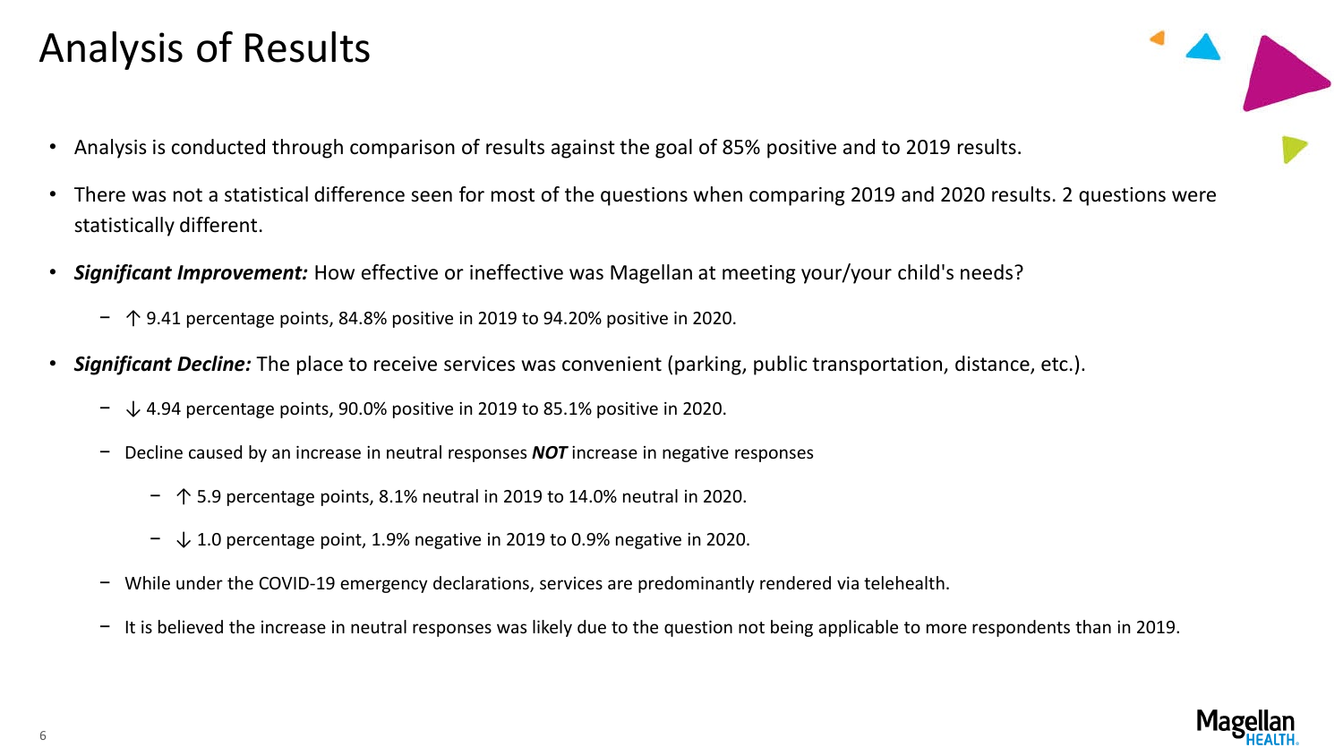# Analysis of Results

- Analysis is conducted through comparison of results against the goal of 85% positive and to 2019 results.
- There was not a statistical difference seen for most of the questions when comparing 2019 and 2020 results. 2 questions were statistically different.
- ***Significant Improvement:*** How effective or ineffective was Magellan at meeting your/your child's needs?
  - ↑ 9.41 percentage points, 84.8% positive in 2019 to 94.20% positive in 2020.
- ***Significant Decline:*** The place to receive services was convenient (parking, public transportation, distance, etc.).
  - ↓ 4.94 percentage points, 90.0% positive in 2019 to 85.1% positive in 2020.
  - Decline caused by an increase in neutral responses ***NOT*** increase in negative responses
    - ↑ 5.9 percentage points, 8.1% neutral in 2019 to 14.0% neutral in 2020.
    - ↓ 1.0 percentage point, 1.9% negative in 2019 to 0.9% negative in 2020.
  - While under the COVID-19 emergency declarations, services are predominantly rendered via telehealth.
  - It is believed the increase in neutral responses was likely due to the question not being applicable to more respondents than in 2019.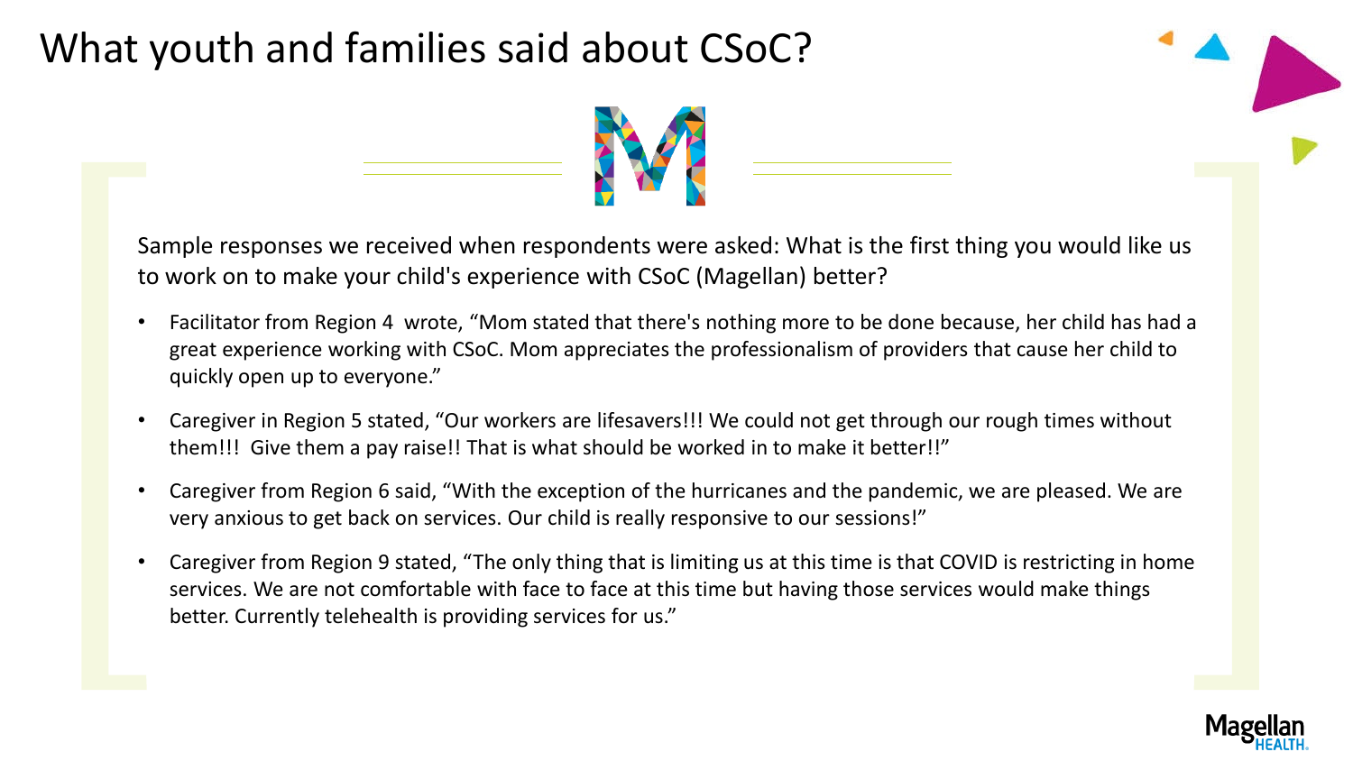# What youth and families said about CSoC?

Sample responses we received when respondents were asked: What is the first thing you would like us to work on to make your child's experience with CSoC (Magellan) better?

- Facilitator from Region 4 wrote, “Mom stated that there's nothing more to be done because, her child has had a great experience working with CSoC. Mom appreciates the professionalism of providers that cause her child to quickly open up to everyone.”
- Caregiver in Region 5 stated, “Our workers are lifesavers!!! We could not get through our rough times without them!!! Give them a pay raise!! That is what should be worked in to make it better!!”
- Caregiver from Region 6 said, “With the exception of the hurricanes and the pandemic, we are pleased. We are very anxious to get back on services. Our child is really responsive to our sessions!”
- Caregiver from Region 9 stated, “The only thing that is limiting us at this time is that COVID is restricting in home services. We are not comfortable with face to face at this time but having those services would make things better. Currently telehealth is providing services for us.”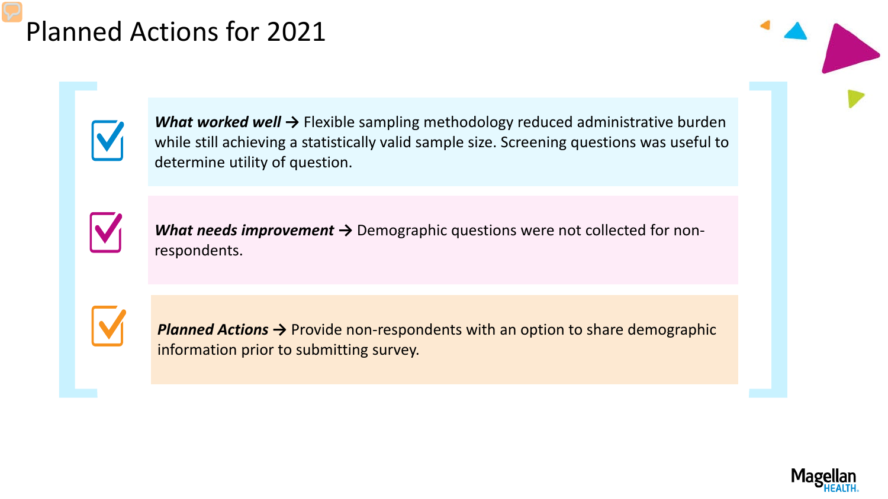# Planned Actions for 2021

- ***What worked well*** → Flexible sampling methodology reduced administrative burden while still achieving a statistically valid sample size. Screening questions was useful to determine utility of question.

- ***What needs improvement*** → Demographic questions were not collected for non-respondents.

- ***Planned Actions*** → Provide non-respondents with an option to share demographic information prior to submitting survey.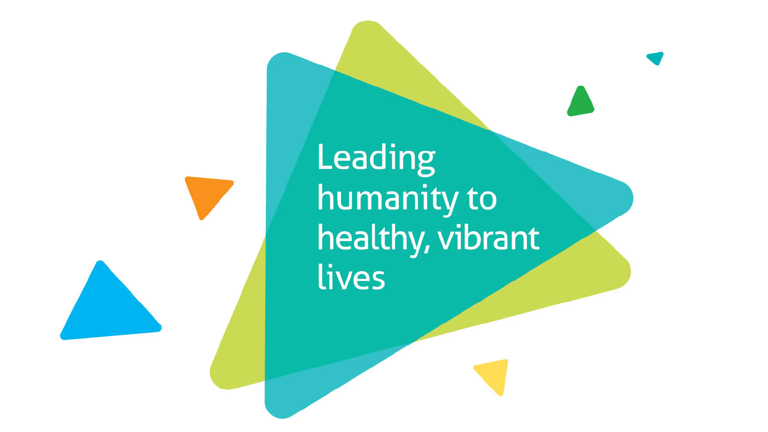Leading humanity to healthy, vibrant lives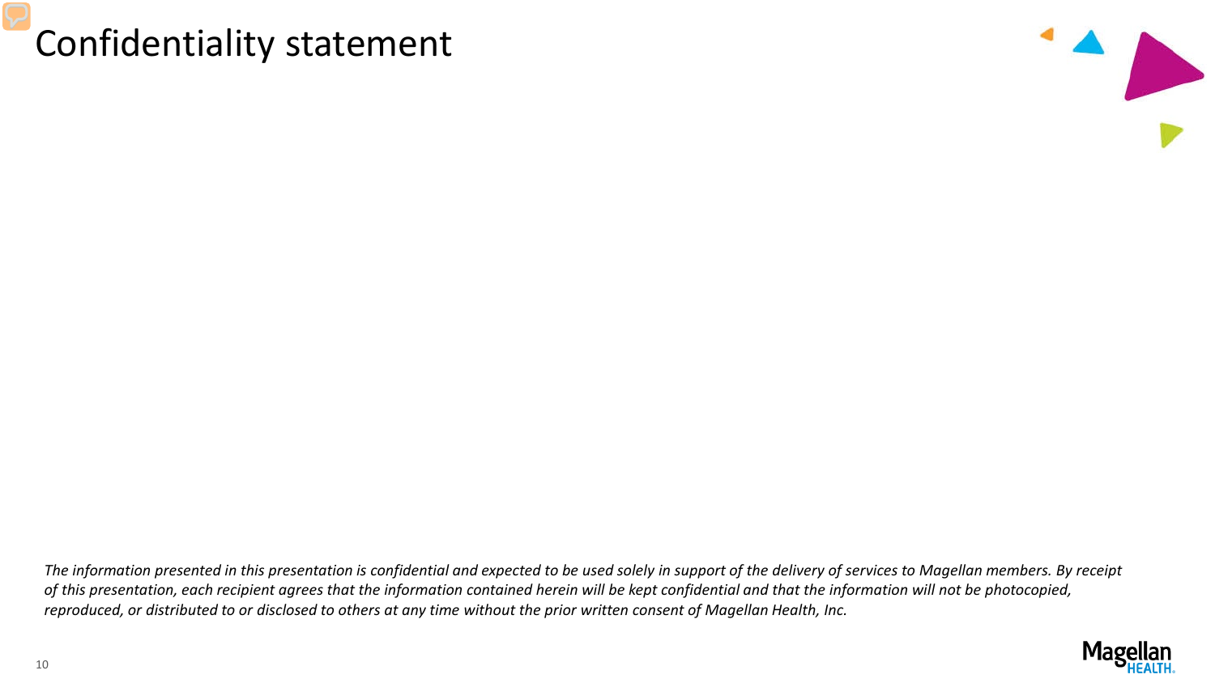# Confidentiality statement

*The information presented in this presentation is confidential and expected to be used solely in support of the delivery of services to Magellan members. By receipt of this presentation, each recipient agrees that the information contained herein will be kept confidential and that the information will not be photocopied, reproduced, or distributed to or disclosed to others at any time without the prior written consent of Magellan Health, Inc.*